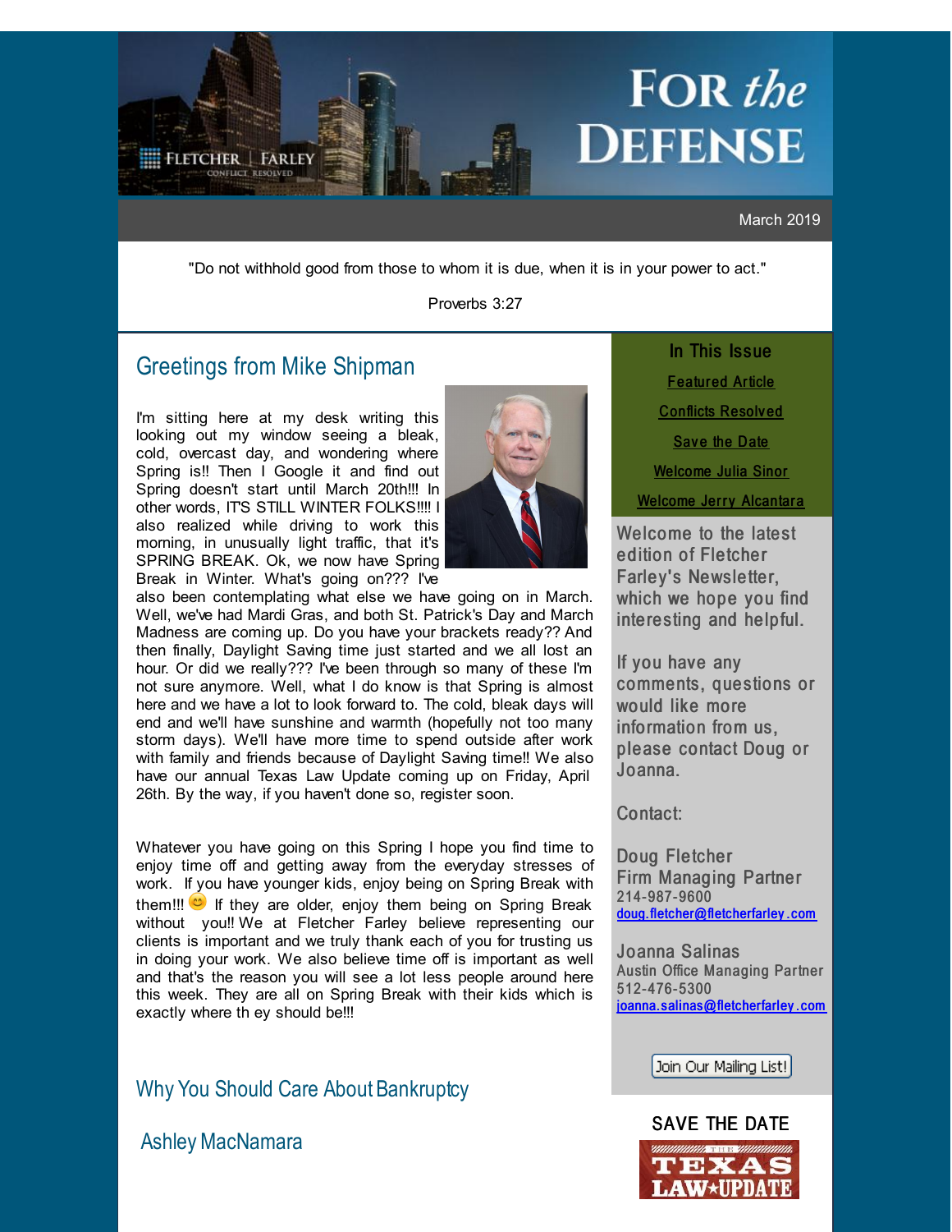# FOR *the* DEFENSE

FLETCHER | FARLEY
CONFLICT RESOLVED

March 2019

"Do not withhold good from those to whom it is due, when it is in your power to act."

Proverbs 3:27

## Greetings from Mike Shipman

I'm sitting here at my desk writing this looking out my window seeing a bleak, cold, overcast day, and wondering where Spring is!! Then I Google it and find out Spring doesn't start until March 20th!!! In other words, IT'S STILL WINTER FOLKS!!!! I also realized while driving to work this morning, in unusually light traffic, that it's SPRING BREAK. Ok, we now have Spring Break in Winter. What's going on??? I've also been contemplating what else we have going on in March. Well, we've had Mardi Gras, and both St. Patrick's Day and March Madness are coming up. Do you have your brackets ready?? And then finally, Daylight Saving time just started and we all lost an hour. Or did we really??? I've been through so many of these I'm not sure anymore. Well, what I do know is that Spring is almost here and we have a lot to look forward to. The cold, bleak days will end and we'll have sunshine and warmth (hopefully not too many storm days). We'll have more time to spend outside after work with family and friends because of Daylight Saving time!! We also have our annual Texas Law Update coming up on Friday, April 26th. By the way, if you haven't done so, register soon.

Whatever you have going on this Spring I hope you find time to enjoy time off and getting away from the everyday stresses of work. If you have younger kids, enjoy being on Spring Break with them!!! 😊 If they are older, enjoy them being on Spring Break without you!! We at Fletcher Farley believe representing our clients is important and we truly thank each of you for trusting us in doing your work. We also believe time off is important as well and that's the reason you will see a lot less people around here this week. They are all on Spring Break with their kids which is exactly where th ey should be!!!

## Why You Should Care About Bankruptcy

### Ashley MacNamara

---

**In This Issue**

- Featured Article
- Conflicts Resolved
- Save the Date
- Welcome Julia Sinor
- Welcome Jerry Alcantara

Welcome to the latest edition of Fletcher Farley's Newsletter, which we hope you find interesting and helpful.

If you have any comments, questions or would like more information from us, please contact Doug or Joanna.

Contact:

Doug Fletcher
Firm Managing Partner
214-987-9600
doug.fletcher@fletcherfarley.com

Joanna Salinas
Austin Office Managing Partner
512-476-5300
joanna.salinas@fletcherfarley.com

Join Our Mailing List!

**SAVE THE DATE**

THE TEXAS LAW★UPDATE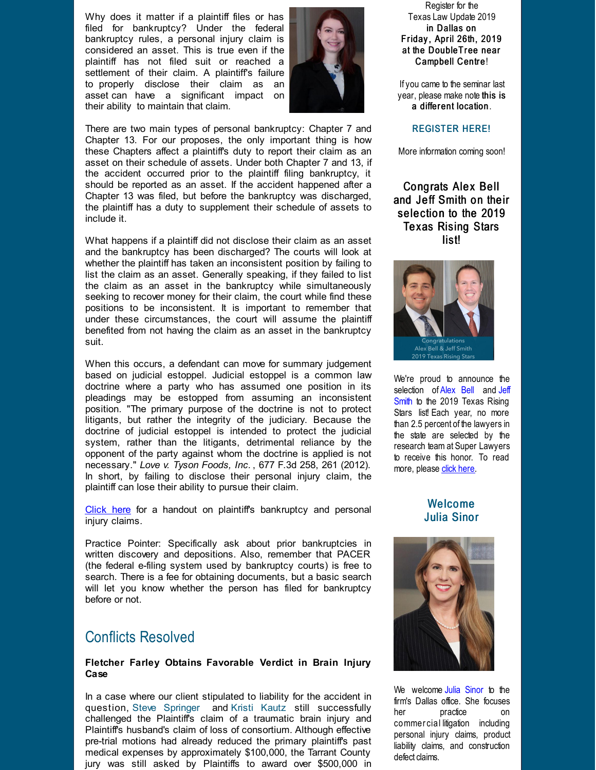Why does it matter if a plaintiff files or has filed for bankruptcy? Under the federal bankruptcy rules, a personal injury claim is considered an asset. This is true even if the plaintiff has not filed suit or reached a settlement of their claim. A plaintiff's failure to properly disclose their claim as an asset can have a significant impact on their ability to maintain that claim.

There are two main types of personal bankruptcy: Chapter 7 and Chapter 13. For our proposes, the only important thing is how these Chapters affect a plaintiff's duty to report their claim as an asset on their schedule of assets. Under both Chapter 7 and 13, if the accident occurred prior to the plaintiff filing bankruptcy, it should be reported as an asset. If the accident happened after a Chapter 13 was filed, but before the bankruptcy was discharged, the plaintiff has a duty to supplement their schedule of assets to include it.

What happens if a plaintiff did not disclose their claim as an asset and the bankruptcy has been discharged? The courts will look at whether the plaintiff has taken an inconsistent position by failing to list the claim as an asset. Generally speaking, if they failed to list the claim as an asset in the bankruptcy while simultaneously seeking to recover money for their claim, the court while find these positions to be inconsistent. It is important to remember that under these circumstances, the court will assume the plaintiff benefited from not having the claim as an asset in the bankruptcy suit.

When this occurs, a defendant can move for summary judgement based on judicial estoppel. Judicial estoppel is a common law doctrine where a party who has assumed one position in its pleadings may be estopped from assuming an inconsistent position. "The primary purpose of the doctrine is not to protect litigants, but rather the integrity of the judiciary. Because the doctrine of judicial estoppel is intended to protect the judicial system, rather than the litigants, detrimental reliance by the opponent of the party against whom the doctrine is applied is not necessary." *Love v. Tyson Foods, Inc.*, 677 F.3d 258, 261 (2012). In short, by failing to disclose their personal injury claim, the plaintiff can lose their ability to pursue their claim.

Click here for a handout on plaintiff's bankruptcy and personal injury claims.

Practice Pointer: Specifically ask about prior bankruptcies in written discovery and depositions. Also, remember that PACER (the federal e-filing system used by bankruptcy courts) is free to search. There is a fee for obtaining documents, but a basic search will let you know whether the person has filed for bankruptcy before or not.

## Conflicts Resolved

**Fletcher Farley Obtains Favorable Verdict in Brain Injury Case**

In a case where our client stipulated to liability for the accident in question, Steve Springer and Kristi Kautz still successfully challenged the Plaintiff's claim of a traumatic brain injury and Plaintiff's husband's claim of loss of consortium. Although effective pre-trial motions had already reduced the primary plaintiff's past medical expenses by approximately $100,000, the Tarrant County jury was still asked by Plaintiffs to award over $500,000 in

Register for the Texas Law Update 2019 **in Dallas on Friday, April 26th, 2019 at the DoubleTree near Campbell Centre**!

If you came to the seminar last year, please make note **this is a different location**.

**REGISTER HERE!**

More information coming soon!

### Congrats Alex Bell and Jeff Smith on their selection to the 2019 Texas Rising Stars list!

We're proud to announce the selection of Alex Bell and Jeff Smith to the 2019 Texas Rising Stars list! Each year, no more than 2.5 percent of the lawyers in the state are selected by the research team at Super Lawyers to receive this honor. To read more, please click here.

### Welcome Julia Sinor

We welcome Julia Sinor to the firm's Dallas office. She focuses her practice on commercial litigation including personal injury claims, product liability claims, and construction defect claims.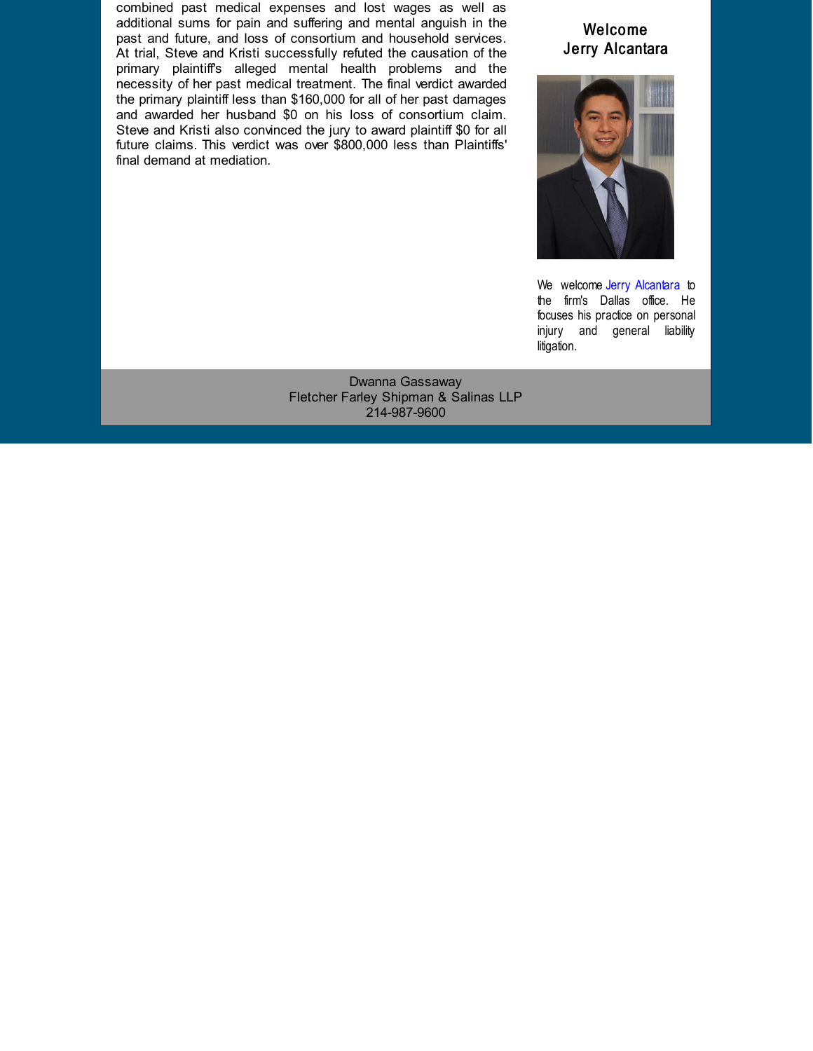combined past medical expenses and lost wages as well as additional sums for pain and suffering and mental anguish in the past and future, and loss of consortium and household services. At trial, Steve and Kristi successfully refuted the causation of the primary plaintiff's alleged mental health problems and the necessity of her past medical treatment. The final verdict awarded the primary plaintiff less than $160,000 for all of her past damages and awarded her husband $0 on his loss of consortium claim. Steve and Kristi also convinced the jury to award plaintiff $0 for all future claims. This verdict was over $800,000 less than Plaintiffs' final demand at mediation.

## Welcome Jerry Alcantara

We welcome Jerry Alcantara to the firm's Dallas office. He focuses his practice on personal injury and general liability litigation.

Dwanna Gassaway
Fletcher Farley Shipman & Salinas LLP
214-987-9600